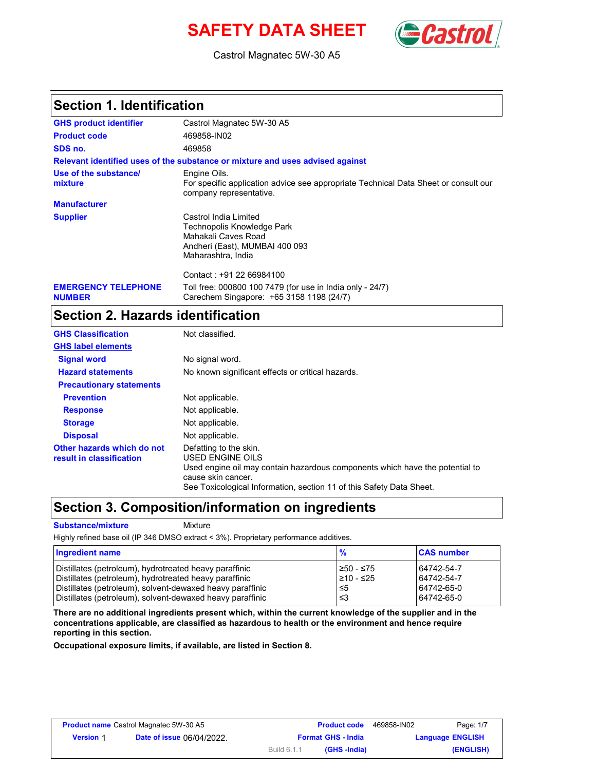# SAFETY DATA SHEET

Castrol Magnatec 5W-30 A5

## Section 1. Identification

| | |
|---|---|
| **GHS product identifier** | Castrol Magnatec 5W-30 A5 |
| **Product code** | 469858-IN02 |
| **SDS no.** | 469858 |

**Relevant identified uses of the substance or mixture and uses advised against**

| | |
|---|---|
| **Use of the substance/ mixture** | Engine Oils. For specific application advice see appropriate Technical Data Sheet or consult our company representative. |
| **Manufacturer** | |
| **Supplier** | Castrol India Limited<br>Technopolis Knowledge Park<br>Mahakali Caves Road<br>Andheri (East), MUMBAI 400 093<br>Maharashtra, India<br><br>Contact : +91 22 66984100 |
| **EMERGENCY TELEPHONE NUMBER** | Toll free: 000800 100 7479 (for use in India only - 24/7)<br>Carechem Singapore: +65 3158 1198 (24/7) |

## Section 2. Hazards identification

| | |
|---|---|
| **GHS Classification** | Not classified. |
| **GHS label elements** | |
| **Signal word** | No signal word. |
| **Hazard statements** | No known significant effects or critical hazards. |
| **Precautionary statements** | |
| **Prevention** | Not applicable. |
| **Response** | Not applicable. |
| **Storage** | Not applicable. |
| **Disposal** | Not applicable. |
| **Other hazards which do not result in classification** | Defatting to the skin.<br>USED ENGINE OILS<br>Used engine oil may contain hazardous components which have the potential to cause skin cancer.<br>See Toxicological Information, section 11 of this Safety Data Sheet. |

## Section 3. Composition/information on ingredients

**Substance/mixture** Mixture

Highly refined base oil (IP 346 DMSO extract < 3%). Proprietary performance additives.

| Ingredient name | % | CAS number |
|---|---|---|
| Distillates (petroleum), hydrotreated heavy paraffinic | ≥50 - ≤75 | 64742-54-7 |
| Distillates (petroleum), hydrotreated heavy paraffinic | ≥10 - ≤25 | 64742-54-7 |
| Distillates (petroleum), solvent-dewaxed heavy paraffinic | ≤5 | 64742-65-0 |
| Distillates (petroleum), solvent-dewaxed heavy paraffinic | ≤3 | 64742-65-0 |

**There are no additional ingredients present which, within the current knowledge of the supplier and in the concentrations applicable, are classified as hazardous to health or the environment and hence require reporting in this section.**

**Occupational exposure limits, if available, are listed in Section 8.**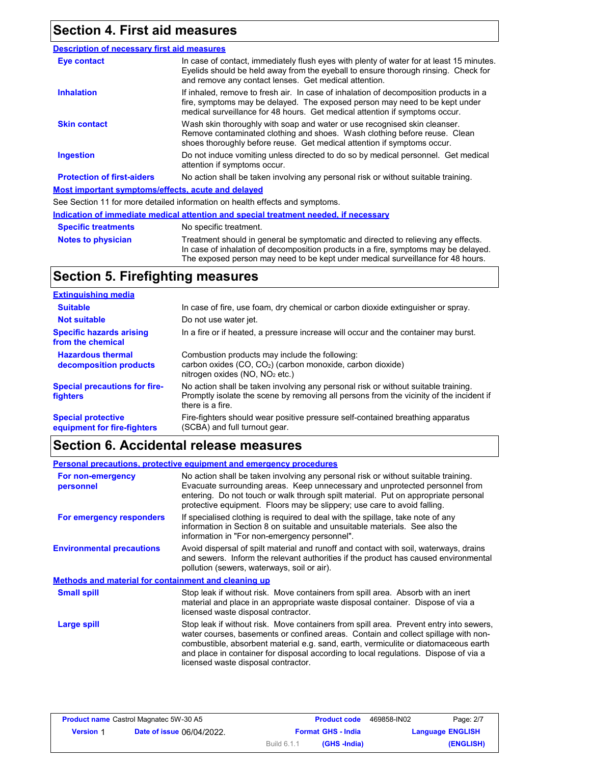## Section 4. First aid measures

### Description of necessary first aid measures

| | |
|---|---|
| **Eye contact** | In case of contact, immediately flush eyes with plenty of water for at least 15 minutes. Eyelids should be held away from the eyeball to ensure thorough rinsing. Check for and remove any contact lenses. Get medical attention. |
| **Inhalation** | If inhaled, remove to fresh air. In case of inhalation of decomposition products in a fire, symptoms may be delayed. The exposed person may need to be kept under medical surveillance for 48 hours. Get medical attention if symptoms occur. |
| **Skin contact** | Wash skin thoroughly with soap and water or use recognised skin cleanser. Remove contaminated clothing and shoes. Wash clothing before reuse. Clean shoes thoroughly before reuse. Get medical attention if symptoms occur. |
| **Ingestion** | Do not induce vomiting unless directed to do so by medical personnel. Get medical attention if symptoms occur. |
| **Protection of first-aiders** | No action shall be taken involving any personal risk or without suitable training. |

### Most important symptoms/effects, acute and delayed

See Section 11 for more detailed information on health effects and symptoms.

### Indication of immediate medical attention and special treatment needed, if necessary

| | |
|---|---|
| **Specific treatments** | No specific treatment. |
| **Notes to physician** | Treatment should in general be symptomatic and directed to relieving any effects. In case of inhalation of decomposition products in a fire, symptoms may be delayed. The exposed person may need to be kept under medical surveillance for 48 hours. |

## Section 5. Firefighting measures

### Extinguishing media

| | |
|---|---|
| **Suitable** | In case of fire, use foam, dry chemical or carbon dioxide extinguisher or spray. |
| **Not suitable** | Do not use water jet. |
| **Specific hazards arising from the chemical** | In a fire or if heated, a pressure increase will occur and the container may burst. |
| **Hazardous thermal decomposition products** | Combustion products may include the following:<br>carbon oxides (CO, $CO_2$) (carbon monoxide, carbon dioxide)<br>nitrogen oxides (NO, $NO_2$ etc.) |
| **Special precautions for fire-fighters** | No action shall be taken involving any personal risk or without suitable training. Promptly isolate the scene by removing all persons from the vicinity of the incident if there is a fire. |
| **Special protective equipment for fire-fighters** | Fire-fighters should wear positive pressure self-contained breathing apparatus (SCBA) and full turnout gear. |

## Section 6. Accidental release measures

### Personal precautions, protective equipment and emergency procedures

| | |
|---|---|
| **For non-emergency personnel** | No action shall be taken involving any personal risk or without suitable training. Evacuate surrounding areas. Keep unnecessary and unprotected personnel from entering. Do not touch or walk through spilt material. Put on appropriate personal protective equipment. Floors may be slippery; use care to avoid falling. |
| **For emergency responders** | If specialised clothing is required to deal with the spillage, take note of any information in Section 8 on suitable and unsuitable materials. See also the information in "For non-emergency personnel". |
| **Environmental precautions** | Avoid dispersal of spilt material and runoff and contact with soil, waterways, drains and sewers. Inform the relevant authorities if the product has caused environmental pollution (sewers, waterways, soil or air). |

### Methods and material for containment and cleaning up

| | |
|---|---|
| **Small spill** | Stop leak if without risk. Move containers from spill area. Absorb with an inert material and place in an appropriate waste disposal container. Dispose of via a licensed waste disposal contractor. |
| **Large spill** | Stop leak if without risk. Move containers from spill area. Prevent entry into sewers, water courses, basements or confined areas. Contain and collect spillage with non-combustible, absorbent material e.g. sand, earth, vermiculite or diatomaceous earth and place in container for disposal according to local regulations. Dispose of via a licensed waste disposal contractor. |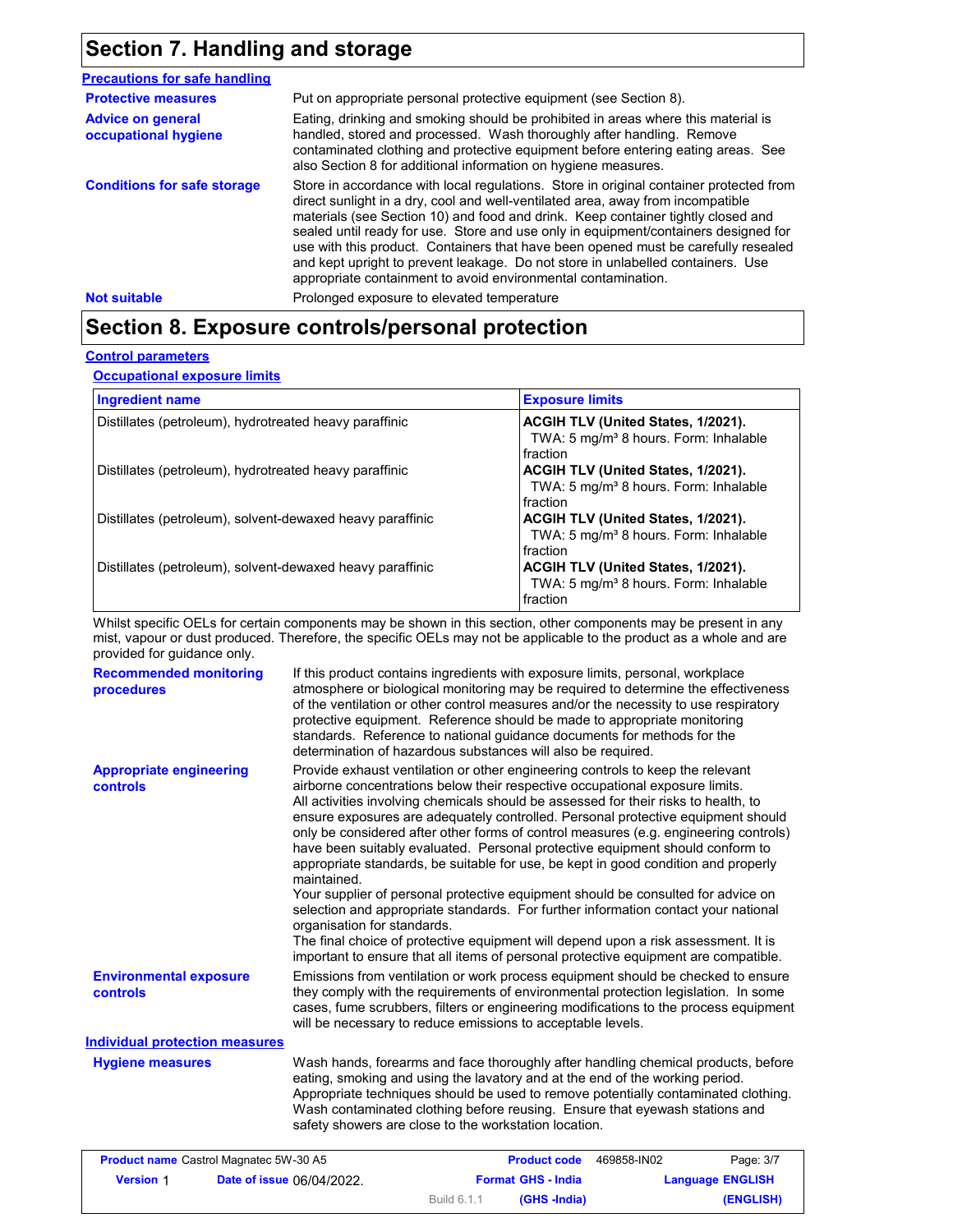## Section 7. Handling and storage

### Precautions for safe handling

**Protective measures**

Put on appropriate personal protective equipment (see Section 8).

**Advice on general occupational hygiene**

Eating, drinking and smoking should be prohibited in areas where this material is handled, stored and processed. Wash thoroughly after handling. Remove contaminated clothing and protective equipment before entering eating areas. See also Section 8 for additional information on hygiene measures.

**Conditions for safe storage**

Store in accordance with local regulations. Store in original container protected from direct sunlight in a dry, cool and well-ventilated area, away from incompatible materials (see Section 10) and food and drink. Keep container tightly closed and sealed until ready for use. Store and use only in equipment/containers designed for use with this product. Containers that have been opened must be carefully resealed and kept upright to prevent leakage. Do not store in unlabelled containers. Use appropriate containment to avoid environmental contamination.

**Not suitable**

Prolonged exposure to elevated temperature

## Section 8. Exposure controls/personal protection

### Control parameters

#### Occupational exposure limits

| Ingredient name | Exposure limits |
| --- | --- |
| Distillates (petroleum), hydrotreated heavy paraffinic | **ACGIH TLV (United States, 1/2021).** TWA: 5 mg/m³ 8 hours. Form: Inhalable fraction |
| Distillates (petroleum), hydrotreated heavy paraffinic | **ACGIH TLV (United States, 1/2021).** TWA: 5 mg/m³ 8 hours. Form: Inhalable fraction |
| Distillates (petroleum), solvent-dewaxed heavy paraffinic | **ACGIH TLV (United States, 1/2021).** TWA: 5 mg/m³ 8 hours. Form: Inhalable fraction |
| Distillates (petroleum), solvent-dewaxed heavy paraffinic | **ACGIH TLV (United States, 1/2021).** TWA: 5 mg/m³ 8 hours. Form: Inhalable fraction |

Whilst specific OELs for certain components may be shown in this section, other components may be present in any mist, vapour or dust produced. Therefore, the specific OELs may not be applicable to the product as a whole and are provided for guidance only.

**Recommended monitoring procedures**

If this product contains ingredients with exposure limits, personal, workplace atmosphere or biological monitoring may be required to determine the effectiveness of the ventilation or other control measures and/or the necessity to use respiratory protective equipment. Reference should be made to appropriate monitoring standards. Reference to national guidance documents for methods for the determination of hazardous substances will also be required.

**Appropriate engineering controls**

Provide exhaust ventilation or other engineering controls to keep the relevant airborne concentrations below their respective occupational exposure limits.
All activities involving chemicals should be assessed for their risks to health, to ensure exposures are adequately controlled. Personal protective equipment should only be considered after other forms of control measures (e.g. engineering controls) have been suitably evaluated. Personal protective equipment should conform to appropriate standards, be suitable for use, be kept in good condition and properly maintained.
Your supplier of personal protective equipment should be consulted for advice on selection and appropriate standards. For further information contact your national organisation for standards.
The final choice of protective equipment will depend upon a risk assessment. It is important to ensure that all items of personal protective equipment are compatible.

**Environmental exposure controls**

Emissions from ventilation or work process equipment should be checked to ensure they comply with the requirements of environmental protection legislation. In some cases, fume scrubbers, filters or engineering modifications to the process equipment will be necessary to reduce emissions to acceptable levels.

### Individual protection measures

**Hygiene measures**

Wash hands, forearms and face thoroughly after handling chemical products, before eating, smoking and using the lavatory and at the end of the working period. Appropriate techniques should be used to remove potentially contaminated clothing. Wash contaminated clothing before reusing. Ensure that eyewash stations and safety showers are close to the workstation location.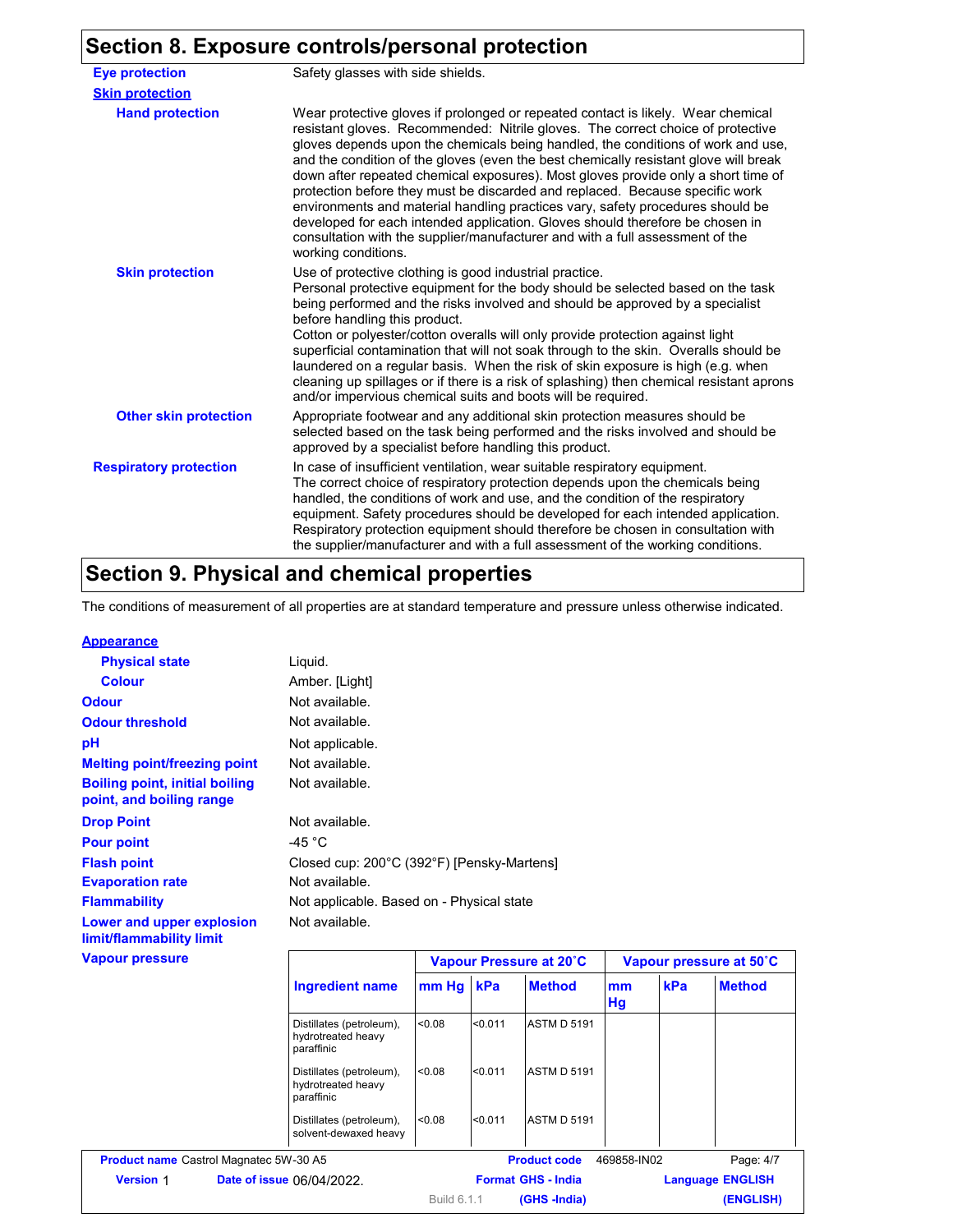## Section 8. Exposure controls/personal protection

**Eye protection**: Safety glasses with side shields.

**Skin protection**

**Hand protection**: Wear protective gloves if prolonged or repeated contact is likely. Wear chemical resistant gloves. Recommended: Nitrile gloves. The correct choice of protective gloves depends upon the chemicals being handled, the conditions of work and use, and the condition of the gloves (even the best chemically resistant glove will break down after repeated chemical exposures). Most gloves provide only a short time of protection before they must be discarded and replaced. Because specific work environments and material handling practices vary, safety procedures should be developed for each intended application. Gloves should therefore be chosen in consultation with the supplier/manufacturer and with a full assessment of the working conditions.

**Skin protection**: Use of protective clothing is good industrial practice.
Personal protective equipment for the body should be selected based on the task being performed and the risks involved and should be approved by a specialist before handling this product.
Cotton or polyester/cotton overalls will only provide protection against light superficial contamination that will not soak through to the skin. Overalls should be laundered on a regular basis. When the risk of skin exposure is high (e.g. when cleaning up spillages or if there is a risk of splashing) then chemical resistant aprons and/or impervious chemical suits and boots will be required.

**Other skin protection**: Appropriate footwear and any additional skin protection measures should be selected based on the task being performed and the risks involved and should be approved by a specialist before handling this product.

**Respiratory protection**: In case of insufficient ventilation, wear suitable respiratory equipment.
The correct choice of respiratory protection depends upon the chemicals being handled, the conditions of work and use, and the condition of the respiratory equipment. Safety procedures should be developed for each intended application. Respiratory protection equipment should therefore be chosen in consultation with the supplier/manufacturer and with a full assessment of the working conditions.

## Section 9. Physical and chemical properties

The conditions of measurement of all properties are at standard temperature and pressure unless otherwise indicated.

**Appearance**

- **Physical state**: Liquid.
- **Colour**: Amber. [Light]

**Odour**: Not available.

**Odour threshold**: Not available.

**pH**: Not applicable.

**Melting point/freezing point**: Not available.

**Boiling point, initial boiling point, and boiling range**: Not available.

**Drop Point**: Not available.

**Pour point**: -45 °C

**Flash point**: Closed cup: 200°C (392°F) [Pensky-Martens]

**Evaporation rate**: Not available.

**Flammability**: Not applicable. Based on - Physical state

**Lower and upper explosion limit/flammability limit**: Not available.

**Vapour pressure**

| Ingredient name | Vapour Pressure at 20˚C | | | Vapour pressure at 50˚C | | |
|---|---|---|---|---|---|---|
| | mm Hg | kPa | Method | mm Hg | kPa | Method |
| Distillates (petroleum), hydrotreated heavy paraffinic | <0.08 | <0.011 | ASTM D 5191 | | | |
| Distillates (petroleum), hydrotreated heavy paraffinic | <0.08 | <0.011 | ASTM D 5191 | | | |
| Distillates (petroleum), solvent-dewaxed heavy | <0.08 | <0.011 | ASTM D 5191 | | | |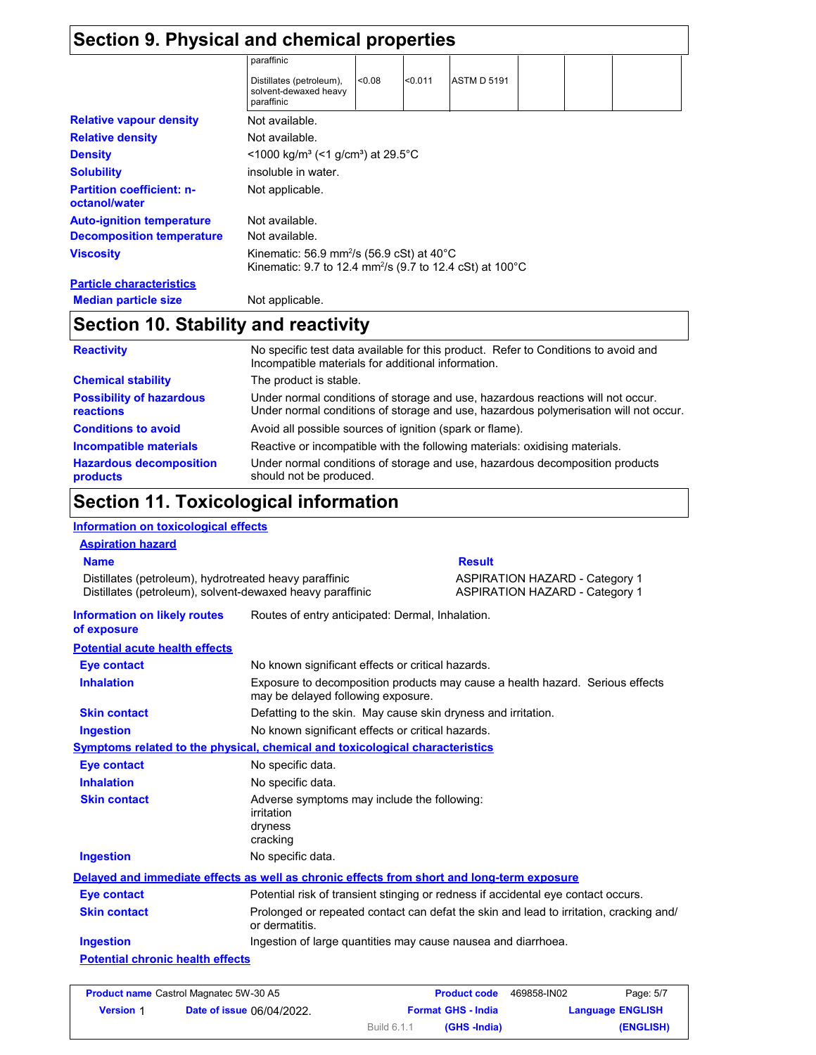## Section 9. Physical and chemical properties

| | | | | | | |
|---|---|---|---|---|---|---|
| paraffinic | | | | | | |
| Distillates (petroleum), solvent-dewaxed heavy paraffinic | <0.08 | <0.011 | ASTM D 5191 | | | |

**Relative vapour density** Not available.

**Relative density** Not available.

**Density** <1000 kg/m³ (<1 g/cm³) at 29.5°C

**Solubility** insoluble in water.

**Partition coefficient: n-octanol/water** Not applicable.

**Auto-ignition temperature** Not available.

**Decomposition temperature** Not available.

**Viscosity** Kinematic: 56.9 mm²/s (56.9 cSt) at 40°C
Kinematic: 9.7 to 12.4 mm²/s (9.7 to 12.4 cSt) at 100°C

**Particle characteristics**

**Median particle size** Not applicable.

## Section 10. Stability and reactivity

**Reactivity** No specific test data available for this product. Refer to Conditions to avoid and Incompatible materials for additional information.

**Chemical stability** The product is stable.

**Possibility of hazardous reactions** Under normal conditions of storage and use, hazardous reactions will not occur. Under normal conditions of storage and use, hazardous polymerisation will not occur.

**Conditions to avoid** Avoid all possible sources of ignition (spark or flame).

**Incompatible materials** Reactive or incompatible with the following materials: oxidising materials.

**Hazardous decomposition products** Under normal conditions of storage and use, hazardous decomposition products should not be produced.

## Section 11. Toxicological information

**Information on toxicological effects**

**Aspiration hazard**

| Name | Result |
|---|---|
| Distillates (petroleum), hydrotreated heavy paraffinic | ASPIRATION HAZARD - Category 1 |
| Distillates (petroleum), solvent-dewaxed heavy paraffinic | ASPIRATION HAZARD - Category 1 |

**Information on likely routes of exposure** Routes of entry anticipated: Dermal, Inhalation.

**Potential acute health effects**

**Eye contact** No known significant effects or critical hazards.

**Inhalation** Exposure to decomposition products may cause a health hazard. Serious effects may be delayed following exposure.

**Skin contact** Defatting to the skin. May cause skin dryness and irritation.

**Ingestion** No known significant effects or critical hazards.

**Symptoms related to the physical, chemical and toxicological characteristics**

**Eye contact** No specific data.

**Inhalation** No specific data.

**Skin contact** Adverse symptoms may include the following:
irritation
dryness
cracking

**Ingestion** No specific data.

**Delayed and immediate effects as well as chronic effects from short and long-term exposure**

**Eye contact** Potential risk of transient stinging or redness if accidental eye contact occurs.

**Skin contact** Prolonged or repeated contact can defat the skin and lead to irritation, cracking and/or dermatitis.

**Ingestion** Ingestion of large quantities may cause nausea and diarrhoea.

**Potential chronic health effects**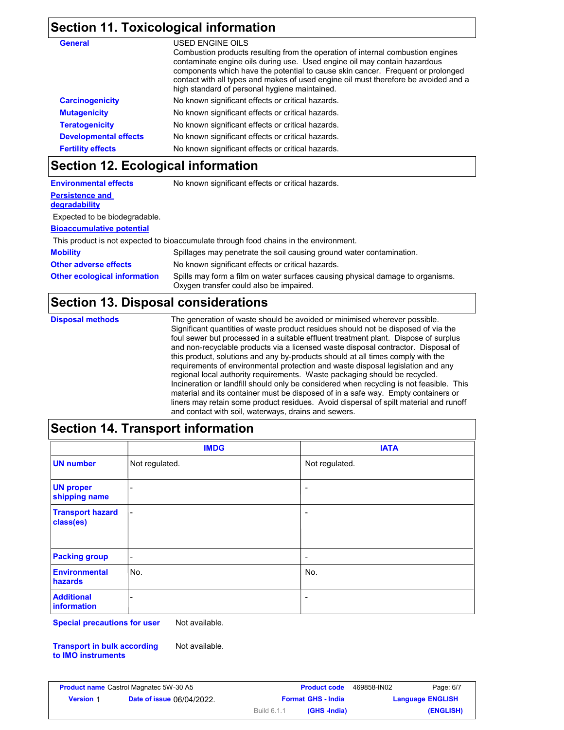## Section 11. Toxicological information

| | |
|---|---|
| **General** | USED ENGINE OILS<br>Combustion products resulting from the operation of internal combustion engines contaminate engine oils during use. Used engine oil may contain hazardous components which have the potential to cause skin cancer. Frequent or prolonged contact with all types and makes of used engine oil must therefore be avoided and a high standard of personal hygiene maintained. |
| **Carcinogenicity** | No known significant effects or critical hazards. |
| **Mutagenicity** | No known significant effects or critical hazards. |
| **Teratogenicity** | No known significant effects or critical hazards. |
| **Developmental effects** | No known significant effects or critical hazards. |
| **Fertility effects** | No known significant effects or critical hazards. |

## Section 12. Ecological information

**Environmental effects** No known significant effects or critical hazards.

**Persistence and degradability**

Expected to be biodegradable.

**Bioaccumulative potential**

This product is not expected to bioaccumulate through food chains in the environment.

| | |
|---|---|
| **Mobility** | Spillages may penetrate the soil causing ground water contamination. |
| **Other adverse effects** | No known significant effects or critical hazards. |
| **Other ecological information** | Spills may form a film on water surfaces causing physical damage to organisms. Oxygen transfer could also be impaired. |

## Section 13. Disposal considerations

**Disposal methods** The generation of waste should be avoided or minimised wherever possible. Significant quantities of waste product residues should not be disposed of via the foul sewer but processed in a suitable effluent treatment plant. Dispose of surplus and non-recyclable products via a licensed waste disposal contractor. Disposal of this product, solutions and any by-products should at all times comply with the requirements of environmental protection and waste disposal legislation and any regional local authority requirements. Waste packaging should be recycled. Incineration or landfill should only be considered when recycling is not feasible. This material and its container must be disposed of in a safe way. Empty containers or liners may retain some product residues. Avoid dispersal of spilt material and runoff and contact with soil, waterways, drains and sewers.

## Section 14. Transport information

| | IMDG | IATA |
|---|---|---|
| **UN number** | Not regulated. | Not regulated. |
| **UN proper shipping name** | - | - |
| **Transport hazard class(es)** | - | - |
| **Packing group** | - | - |
| **Environmental hazards** | No. | No. |
| **Additional information** | - | - |

**Special precautions for user** Not available.

**Transport in bulk according to IMO instruments** Not available.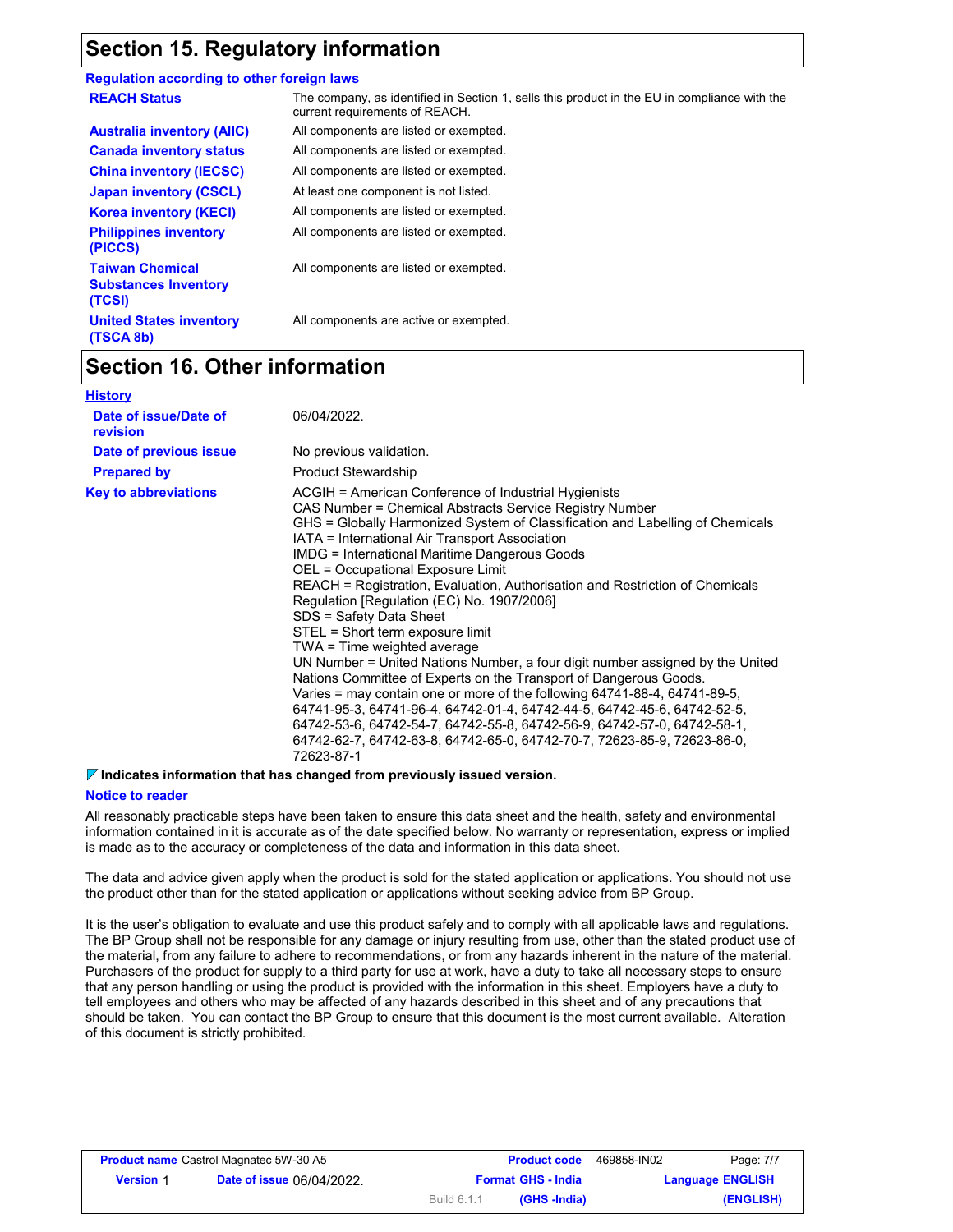## Section 15. Regulatory information

**Regulation according to other foreign laws**

| | |
|---|---|
| **REACH Status** | The company, as identified in Section 1, sells this product in the EU in compliance with the current requirements of REACH. |
| **Australia inventory (AIIC)** | All components are listed or exempted. |
| **Canada inventory status** | All components are listed or exempted. |
| **China inventory (IECSC)** | All components are listed or exempted. |
| **Japan inventory (CSCL)** | At least one component is not listed. |
| **Korea inventory (KECI)** | All components are listed or exempted. |
| **Philippines inventory (PICCS)** | All components are listed or exempted. |
| **Taiwan Chemical Substances Inventory (TCSI)** | All components are listed or exempted. |
| **United States inventory (TSCA 8b)** | All components are active or exempted. |

## Section 16. Other information

**History**

| | |
|---|---|
| **Date of issue/Date of revision** | 06/04/2022. |
| **Date of previous issue** | No previous validation. |
| **Prepared by** | Product Stewardship |

**Key to abbreviations**

ACGIH = American Conference of Industrial Hygienists
CAS Number = Chemical Abstracts Service Registry Number
GHS = Globally Harmonized System of Classification and Labelling of Chemicals
IATA = International Air Transport Association
IMDG = International Maritime Dangerous Goods
OEL = Occupational Exposure Limit
REACH = Registration, Evaluation, Authorisation and Restriction of Chemicals Regulation [Regulation (EC) No. 1907/2006]
SDS = Safety Data Sheet
STEL = Short term exposure limit
TWA = Time weighted average
UN Number = United Nations Number, a four digit number assigned by the United Nations Committee of Experts on the Transport of Dangerous Goods.
Varies = may contain one or more of the following 64741-88-4, 64741-89-5, 64741-95-3, 64741-96-4, 64742-01-4, 64742-44-5, 64742-45-6, 64742-52-5, 64742-53-6, 64742-54-7, 64742-55-8, 64742-56-9, 64742-57-0, 64742-58-1, 64742-62-7, 64742-63-8, 64742-65-0, 64742-70-7, 72623-85-9, 72623-86-0, 72623-87-1

**Indicates information that has changed from previously issued version.**

**Notice to reader**

All reasonably practicable steps have been taken to ensure this data sheet and the health, safety and environmental information contained in it is accurate as of the date specified below. No warranty or representation, express or implied is made as to the accuracy or completeness of the data and information in this data sheet.

The data and advice given apply when the product is sold for the stated application or applications. You should not use the product other than for the stated application or applications without seeking advice from BP Group.

It is the user's obligation to evaluate and use this product safely and to comply with all applicable laws and regulations. The BP Group shall not be responsible for any damage or injury resulting from use, other than the stated product use of the material, from any failure to adhere to recommendations, or from any hazards inherent in the nature of the material. Purchasers of the product for supply to a third party for use at work, have a duty to take all necessary steps to ensure that any person handling or using the product is provided with the information in this sheet. Employers have a duty to tell employees and others who may be affected of any hazards described in this sheet and of any precautions that should be taken. You can contact the BP Group to ensure that this document is the most current available. Alteration of this document is strictly prohibited.